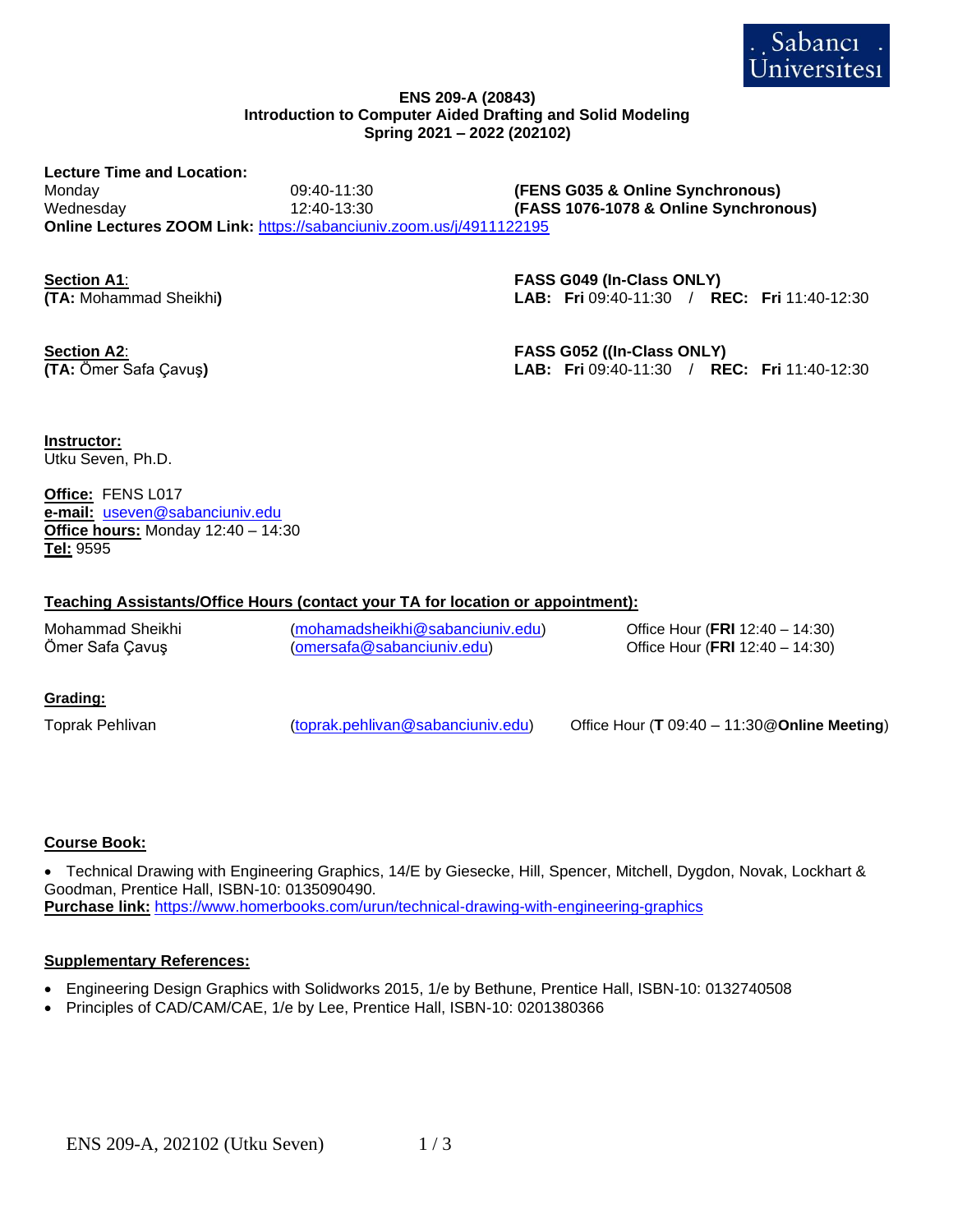**ENS 209-A (20843)**
**Introduction to Computer Aided Drafting and Solid Modeling**
**Spring 2021 – 2022 (202102)**

**Lecture Time and Location:**

| | | |
|---|---|---|
| Monday | 09:40-11:30 | **(FENS G035 & Online Synchronous)** |
| Wednesday | 12:40-13:30 | **(FASS 1076-1078 & Online Synchronous)** |

**Online Lectures ZOOM Link:** https://sabanciuniv.zoom.us/j/4911122195

**Section A1**:
**(TA:** Mohammad Sheikhi**)**
**FASS G049 (In-Class ONLY)**
**LAB: Fri** 09:40-11:30 / **REC: Fri** 11:40-12:30

**Section A2**:
**(TA:** Ömer Safa Çavuş**)**
**FASS G052 ((In-Class ONLY)**
**LAB: Fri** 09:40-11:30 / **REC: Fri** 11:40-12:30

**Instructor:**
Utku Seven, Ph.D.

**Office:** FENS L017
**e-mail:** useven@sabanciuniv.edu
**Office hours:** Monday 12:40 – 14:30
**Tel:** 9595

**Teaching Assistants/Office Hours (contact your TA for location or appointment):**

| | | |
|---|---|---|
| Mohammad Sheikhi | (mohamadsheikhi@sabanciuniv.edu) | Office Hour (**FRI** 12:40 – 14:30) |
| Ömer Safa Çavuş | (omersafa@sabanciuniv.edu) | Office Hour (**FRI** 12:40 – 14:30) |

**Grading:**

| | | |
|---|---|---|
| Toprak Pehlivan | (toprak.pehlivan@sabanciuniv.edu) | Office Hour (**T** 09:40 – 11:30@**Online Meeting**) |

**Course Book:**

- Technical Drawing with Engineering Graphics, 14/E by Giesecke, Hill, Spencer, Mitchell, Dygdon, Novak, Lockhart & Goodman, Prentice Hall, ISBN-10: 0135090490.

**Purchase link:** https://www.homerbooks.com/urun/technical-drawing-with-engineering-graphics

**Supplementary References:**

- Engineering Design Graphics with Solidworks 2015, 1/e by Bethune, Prentice Hall, ISBN-10: 0132740508
- Principles of CAD/CAM/CAE, 1/e by Lee, Prentice Hall, ISBN-10: 0201380366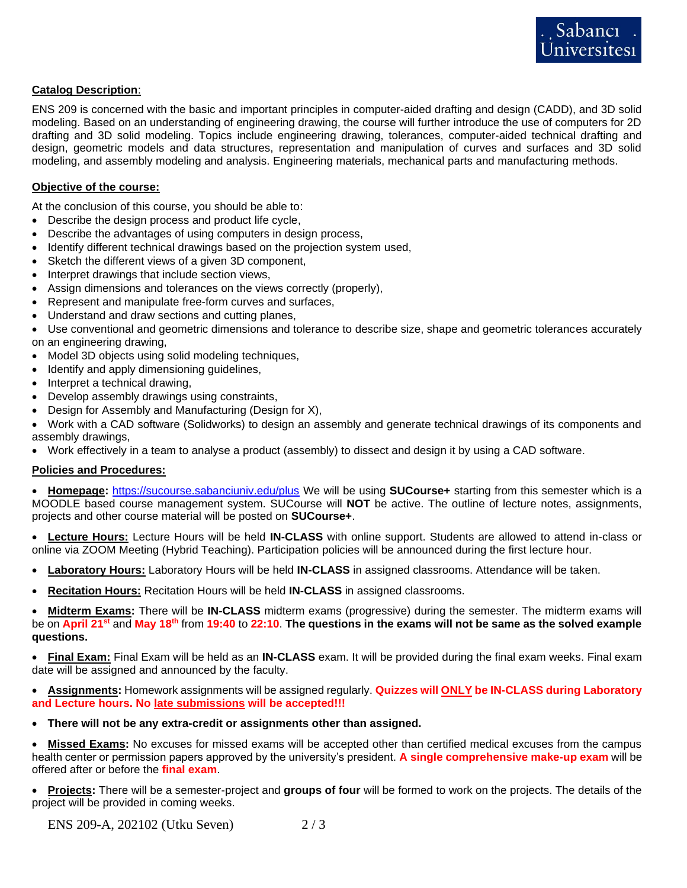**Catalog Description**:

ENS 209 is concerned with the basic and important principles in computer-aided drafting and design (CADD), and 3D solid modeling. Based on an understanding of engineering drawing, the course will further introduce the use of computers for 2D drafting and 3D solid modeling. Topics include engineering drawing, tolerances, computer-aided technical drafting and design, geometric models and data structures, representation and manipulation of curves and surfaces and 3D solid modeling, and assembly modeling and analysis. Engineering materials, mechanical parts and manufacturing methods.

**Objective of the course:**

At the conclusion of this course, you should be able to:

- Describe the design process and product life cycle,
- Describe the advantages of using computers in design process,
- Identify different technical drawings based on the projection system used,
- Sketch the different views of a given 3D component,
- Interpret drawings that include section views,
- Assign dimensions and tolerances on the views correctly (properly),
- Represent and manipulate free-form curves and surfaces,
- Understand and draw sections and cutting planes,
- Use conventional and geometric dimensions and tolerance to describe size, shape and geometric tolerances accurately on an engineering drawing,
- Model 3D objects using solid modeling techniques,
- Identify and apply dimensioning guidelines,
- Interpret a technical drawing,
- Develop assembly drawings using constraints,
- Design for Assembly and Manufacturing (Design for X),
- Work with a CAD software (Solidworks) to design an assembly and generate technical drawings of its components and assembly drawings,
- Work effectively in a team to analyse a product (assembly) to dissect and design it by using a CAD software.

**Policies and Procedures:**

- **Homepage:** https://sucourse.sabanciuniv.edu/plus We will be using **SUCourse+** starting from this semester which is a MOODLE based course management system. SUCourse will **NOT** be active. The outline of lecture notes, assignments, projects and other course material will be posted on **SUCourse+**.

- **Lecture Hours:** Lecture Hours will be held **IN-CLASS** with online support. Students are allowed to attend in-class or online via ZOOM Meeting (Hybrid Teaching). Participation policies will be announced during the first lecture hour.

- **Laboratory Hours:** Laboratory Hours will be held **IN-CLASS** in assigned classrooms. Attendance will be taken.

- **Recitation Hours:** Recitation Hours will be held **IN-CLASS** in assigned classrooms.

- **Midterm Exams:** There will be **IN-CLASS** midterm exams (progressive) during the semester. The midterm exams will be on **April 21st** and **May 18th** from **19:40** to **22:10**. **The questions in the exams will not be same as the solved example questions.**

- **Final Exam:** Final Exam will be held as an **IN-CLASS** exam. It will be provided during the final exam weeks. Final exam date will be assigned and announced by the faculty.

- **Assignments:** Homework assignments will be assigned regularly. **Quizzes will ONLY be IN-CLASS during Laboratory and Lecture hours. No late submissions will be accepted!!!**

- **There will not be any extra-credit or assignments other than assigned.**

- **Missed Exams:** No excuses for missed exams will be accepted other than certified medical excuses from the campus health center or permission papers approved by the university's president. **A single comprehensive make-up exam** will be offered after or before the **final exam**.

- **Projects:** There will be a semester-project and **groups of four** will be formed to work on the projects. The details of the project will be provided in coming weeks.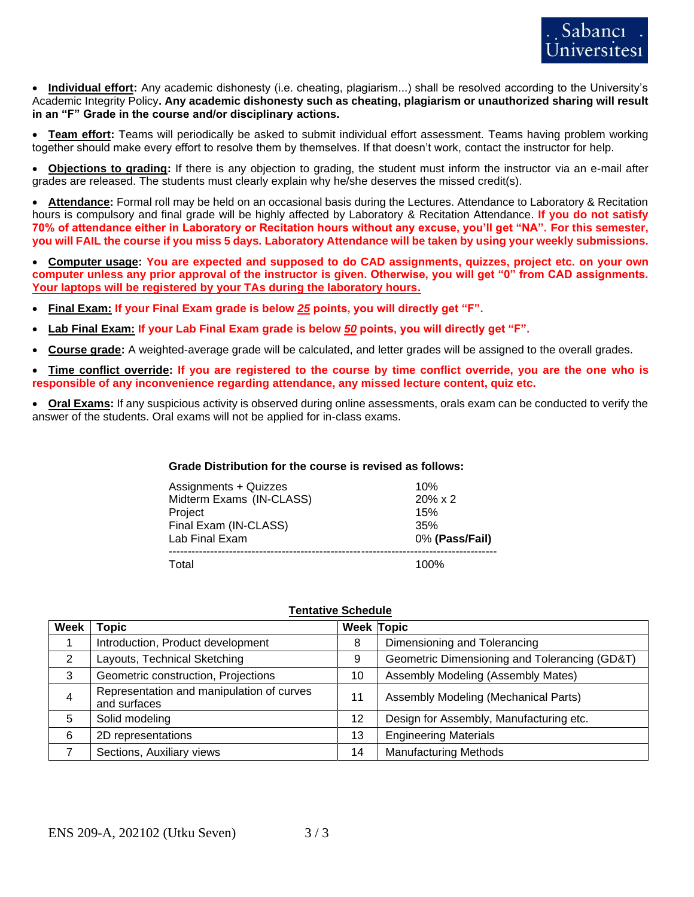- **Individual effort:** Any academic dishonesty (i.e. cheating, plagiarism...) shall be resolved according to the University's Academic Integrity Policy**. Any academic dishonesty such as cheating, plagiarism or unauthorized sharing will result in an "F" Grade in the course and/or disciplinary actions.**

- **Team effort:** Teams will periodically be asked to submit individual effort assessment. Teams having problem working together should make every effort to resolve them by themselves. If that doesn't work, contact the instructor for help.

- **Objections to grading:** If there is any objection to grading, the student must inform the instructor via an e-mail after grades are released. The students must clearly explain why he/she deserves the missed credit(s).

- **Attendance:** Formal roll may be held on an occasional basis during the Lectures. Attendance to Laboratory & Recitation hours is compulsory and final grade will be highly affected by Laboratory & Recitation Attendance. **If you do not satisfy 70% of attendance either in Laboratory or Recitation hours without any excuse, you'll get "NA". For this semester, you will FAIL the course if you miss 5 days. Laboratory Attendance will be taken by using your weekly submissions.**

- **Computer usage:** **You are expected and supposed to do CAD assignments, quizzes, project etc. on your own computer unless any prior approval of the instructor is given. Otherwise, you will get "0" from CAD assignments. Your laptops will be registered by your TAs during the laboratory hours.**

- **Final Exam:** **If your Final Exam grade is below *25* points, you will directly get "F".**

- **Lab Final Exam:** **If your Lab Final Exam grade is below *50* points, you will directly get "F".**

- **Course grade:** A weighted-average grade will be calculated, and letter grades will be assigned to the overall grades.

- **Time conflict override:** **If you are registered to the course by time conflict override, you are the one who is responsible of any inconvenience regarding attendance, any missed lecture content, quiz etc.**

- **Oral Exams:** If any suspicious activity is observed during online assessments, orals exam can be conducted to verify the answer of the students. Oral exams will not be applied for in-class exams.

**Grade Distribution for the course is revised as follows:**

| | |
|---|---|
| Assignments + Quizzes | 10% |
| Midterm Exams (IN-CLASS) | 20% x 2 |
| Project | 15% |
| Final Exam (IN-CLASS) | 35% |
| Lab Final Exam | 0% **(Pass/Fail)** |
| Total | 100% |

**Tentative Schedule**

| Week | Topic | Week | Topic |
|---|---|---|---|
| 1 | Introduction, Product development | 8 | Dimensioning and Tolerancing |
| 2 | Layouts, Technical Sketching | 9 | Geometric Dimensioning and Tolerancing (GD&T) |
| 3 | Geometric construction, Projections | 10 | Assembly Modeling (Assembly Mates) |
| 4 | Representation and manipulation of curves and surfaces | 11 | Assembly Modeling (Mechanical Parts) |
| 5 | Solid modeling | 12 | Design for Assembly, Manufacturing etc. |
| 6 | 2D representations | 13 | Engineering Materials |
| 7 | Sections, Auxiliary views | 14 | Manufacturing Methods |